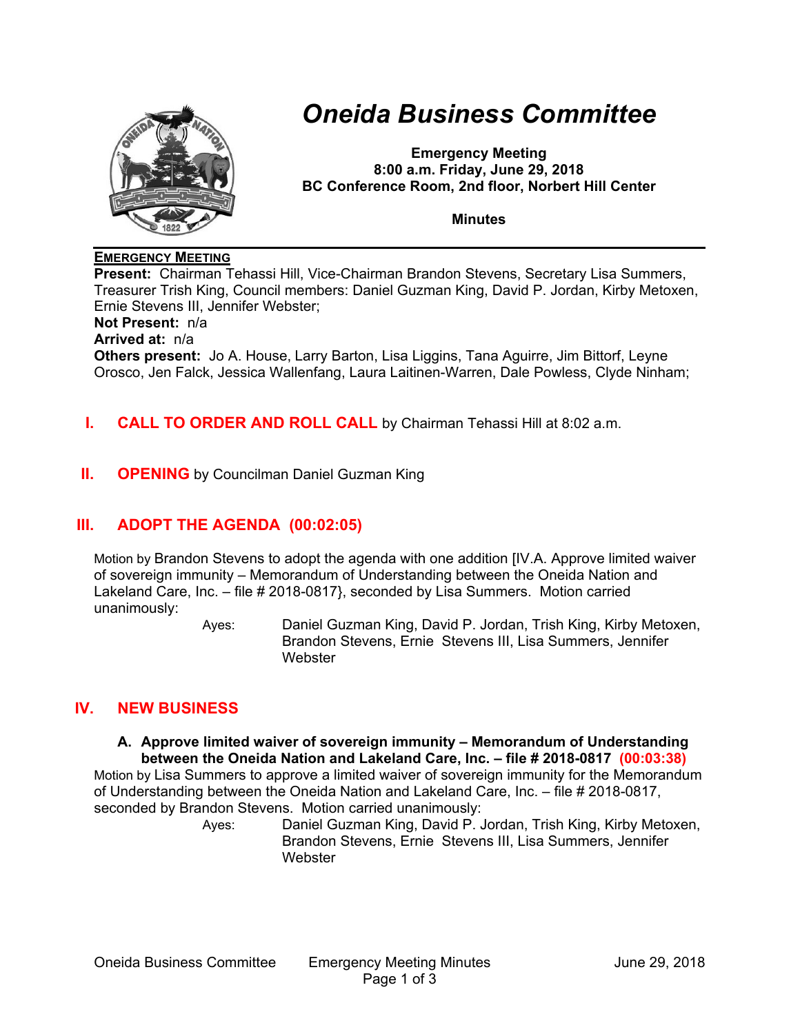# Oneida Business Committee

**Emergency Meeting**
**8:00 a.m. Friday, June 29, 2018**
**BC Conference Room, 2nd floor, Norbert Hill Center**

**Minutes**

**EMERGENCY MEETING**

**Present:** Chairman Tehassi Hill, Vice-Chairman Brandon Stevens, Secretary Lisa Summers, Treasurer Trish King, Council members: Daniel Guzman King, David P. Jordan, Kirby Metoxen, Ernie Stevens III, Jennifer Webster;
**Not Present:** n/a
**Arrived at:** n/a
**Others present:** Jo A. House, Larry Barton, Lisa Liggins, Tana Aguirre, Jim Bittorf, Leyne Orosco, Jen Falck, Jessica Wallenfang, Laura Laitinen-Warren, Dale Powless, Clyde Ninham;

## I. CALL TO ORDER AND ROLL CALL by Chairman Tehassi Hill at 8:02 a.m.

## II. OPENING by Councilman Daniel Guzman King

## III. ADOPT THE AGENDA (00:02:05)

Motion by Brandon Stevens to adopt the agenda with one addition [IV.A. Approve limited waiver of sovereign immunity – Memorandum of Understanding between the Oneida Nation and Lakeland Care, Inc. – file # 2018-0817}, seconded by Lisa Summers. Motion carried unanimously:

Ayes: Daniel Guzman King, David P. Jordan, Trish King, Kirby Metoxen, Brandon Stevens, Ernie Stevens III, Lisa Summers, Jennifer Webster

## IV. NEW BUSINESS

### A. Approve limited waiver of sovereign immunity – Memorandum of Understanding between the Oneida Nation and Lakeland Care, Inc. – file # 2018-0817 (00:03:38)

Motion by Lisa Summers to approve a limited waiver of sovereign immunity for the Memorandum of Understanding between the Oneida Nation and Lakeland Care, Inc. – file # 2018-0817, seconded by Brandon Stevens. Motion carried unanimously:

Ayes: Daniel Guzman King, David P. Jordan, Trish King, Kirby Metoxen, Brandon Stevens, Ernie Stevens III, Lisa Summers, Jennifer Webster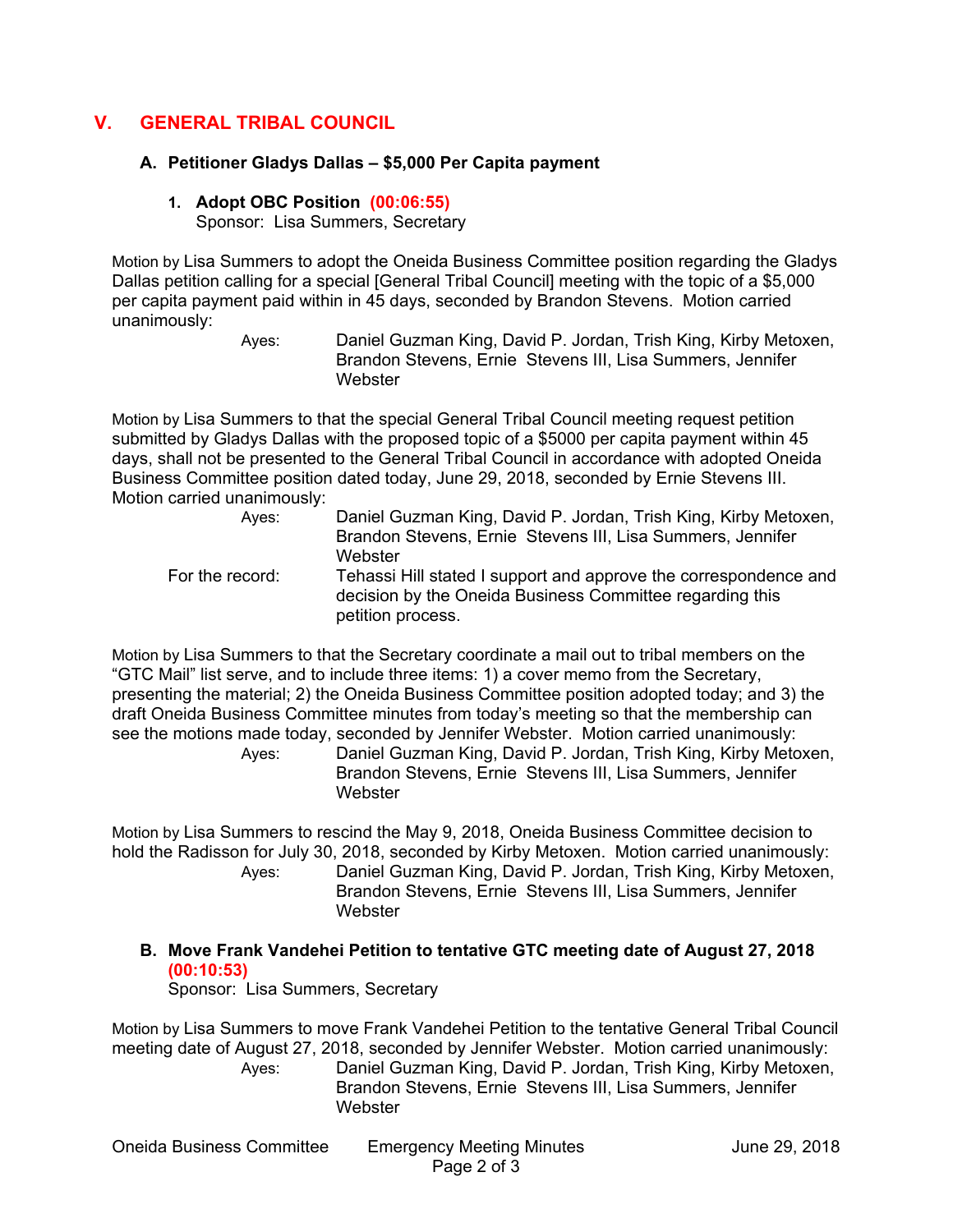## V. GENERAL TRIBAL COUNCIL

### A. Petitioner Gladys Dallas – $5,000 Per Capita payment

**1. Adopt OBC Position (00:06:55)**
Sponsor: Lisa Summers, Secretary

Motion by Lisa Summers to adopt the Oneida Business Committee position regarding the Gladys Dallas petition calling for a special [General Tribal Council] meeting with the topic of a $5,000 per capita payment paid within in 45 days, seconded by Brandon Stevens. Motion carried unanimously:

Ayes: Daniel Guzman King, David P. Jordan, Trish King, Kirby Metoxen, Brandon Stevens, Ernie Stevens III, Lisa Summers, Jennifer Webster

Motion by Lisa Summers to that the special General Tribal Council meeting request petition submitted by Gladys Dallas with the proposed topic of a $5000 per capita payment within 45 days, shall not be presented to the General Tribal Council in accordance with adopted Oneida Business Committee position dated today, June 29, 2018, seconded by Ernie Stevens III. Motion carried unanimously:

Ayes: Daniel Guzman King, David P. Jordan, Trish King, Kirby Metoxen, Brandon Stevens, Ernie Stevens III, Lisa Summers, Jennifer Webster

For the record: Tehassi Hill stated I support and approve the correspondence and decision by the Oneida Business Committee regarding this petition process.

Motion by Lisa Summers to that the Secretary coordinate a mail out to tribal members on the "GTC Mail" list serve, and to include three items: 1) a cover memo from the Secretary, presenting the material; 2) the Oneida Business Committee position adopted today; and 3) the draft Oneida Business Committee minutes from today's meeting so that the membership can see the motions made today, seconded by Jennifer Webster. Motion carried unanimously:

Ayes: Daniel Guzman King, David P. Jordan, Trish King, Kirby Metoxen, Brandon Stevens, Ernie Stevens III, Lisa Summers, Jennifer Webster

Motion by Lisa Summers to rescind the May 9, 2018, Oneida Business Committee decision to hold the Radisson for July 30, 2018, seconded by Kirby Metoxen. Motion carried unanimously:

Ayes: Daniel Guzman King, David P. Jordan, Trish King, Kirby Metoxen, Brandon Stevens, Ernie Stevens III, Lisa Summers, Jennifer Webster

### B. Move Frank Vandehei Petition to tentative GTC meeting date of August 27, 2018 (00:10:53)

Sponsor: Lisa Summers, Secretary

Motion by Lisa Summers to move Frank Vandehei Petition to the tentative General Tribal Council meeting date of August 27, 2018, seconded by Jennifer Webster. Motion carried unanimously:

Ayes: Daniel Guzman King, David P. Jordan, Trish King, Kirby Metoxen, Brandon Stevens, Ernie Stevens III, Lisa Summers, Jennifer Webster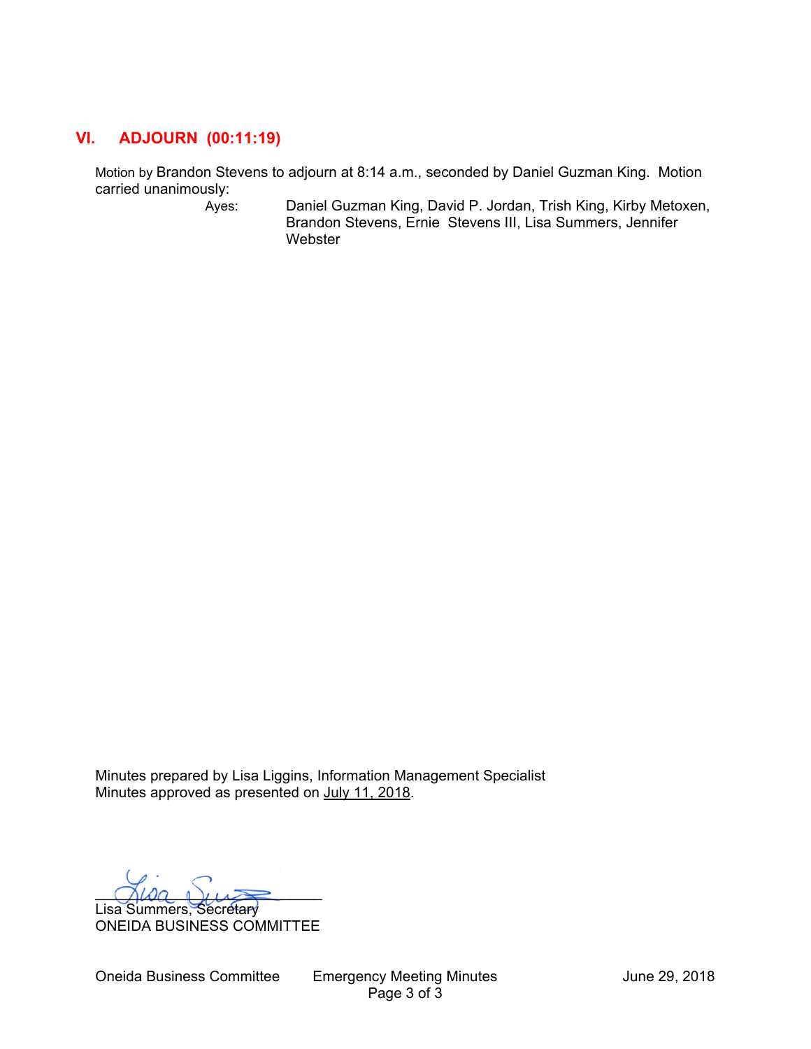## VI. ADJOURN (00:11:19)

Motion by Brandon Stevens to adjourn at 8:14 a.m., seconded by Daniel Guzman King. Motion carried unanimously:

Ayes: Daniel Guzman King, David P. Jordan, Trish King, Kirby Metoxen, Brandon Stevens, Ernie Stevens III, Lisa Summers, Jennifer Webster

Minutes prepared by Lisa Liggins, Information Management Specialist
Minutes approved as presented on July 11, 2018.

Lisa Summers, Secretary
ONEIDA BUSINESS COMMITTEE